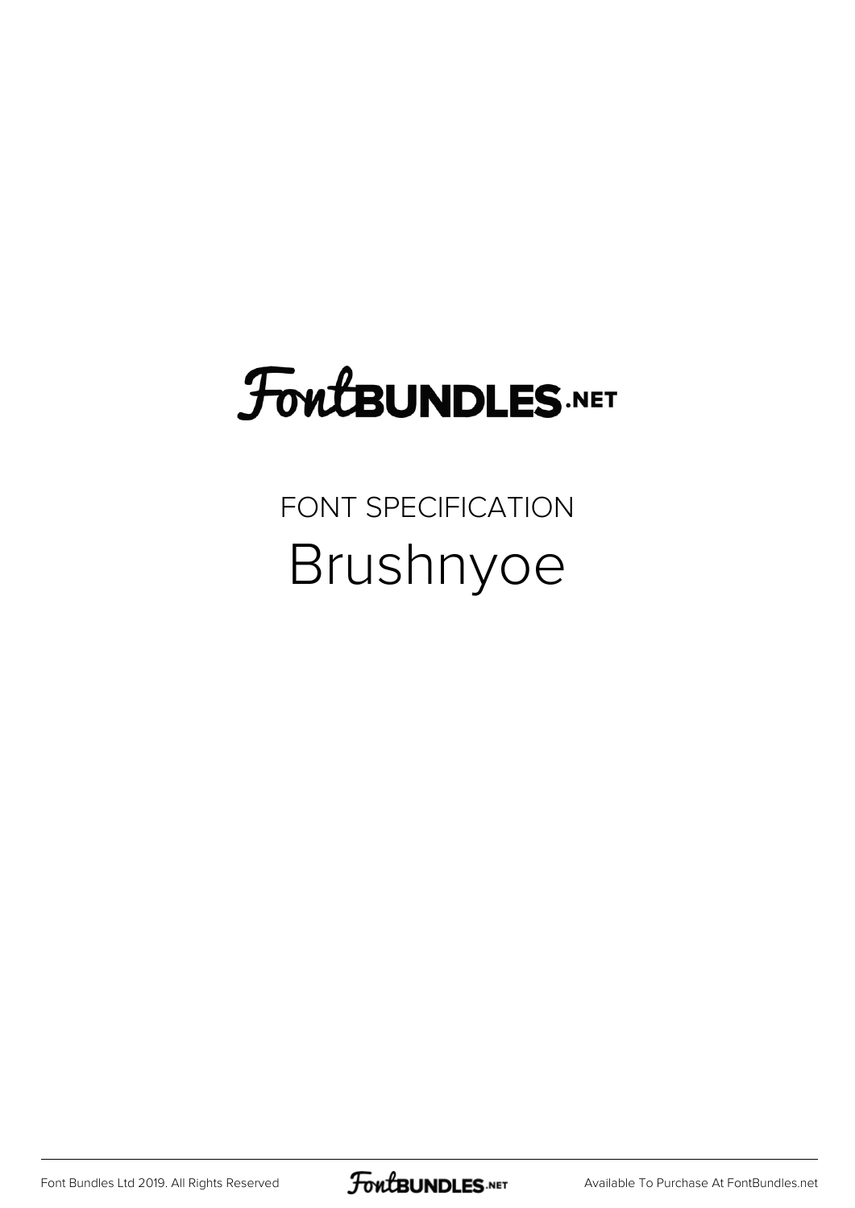# FontBUNDLES.NET

## FONT SPECIFICATION

# Brushnyoe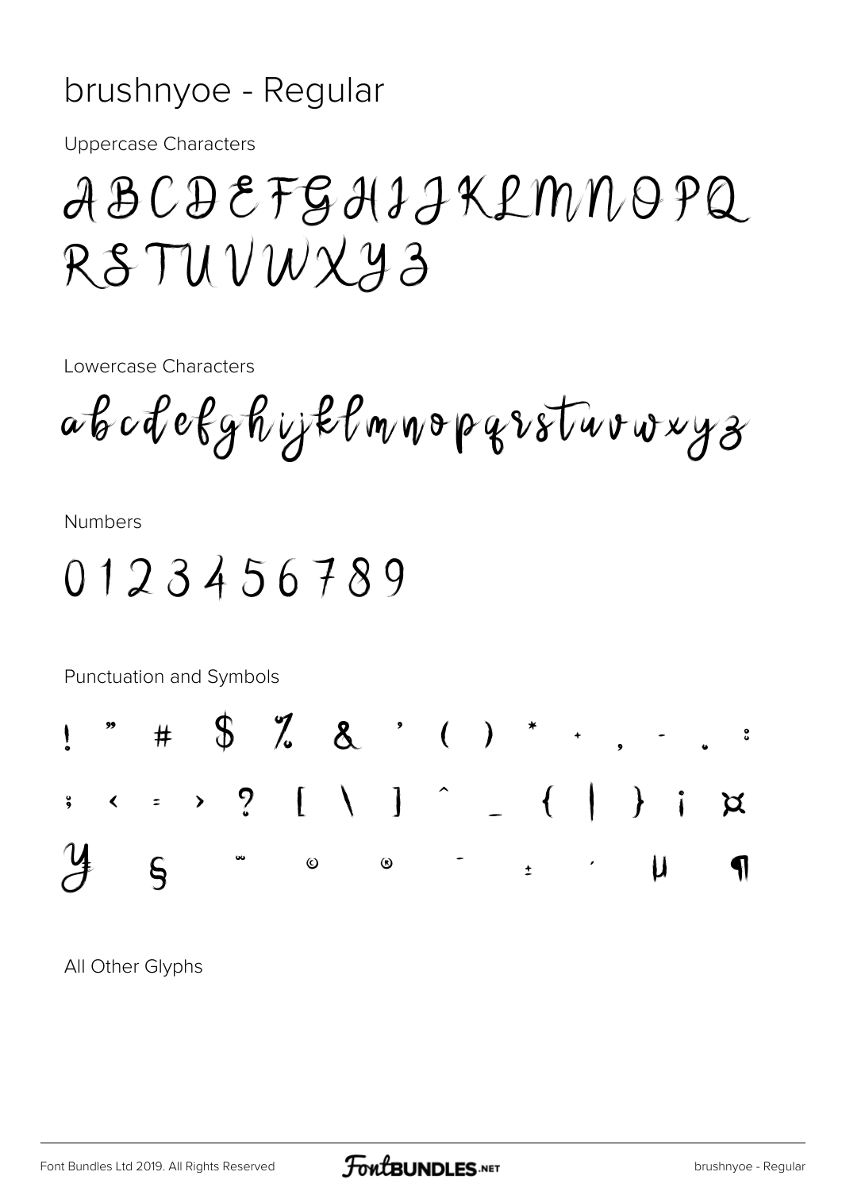# brushnyoe - Regular

Uppercase Characters

ABCDEFGHIJKLMNOPQ
RSTUVWXYZ

Lowercase Characters

abcdefghijklmnopqrstuvwxyz

Numbers

0123456789

Punctuation and Symbols

! " # $ % & ' ( ) * + , - . :
; < = > ? [ \ ] ^ _ { | } ¡ ¤
¥ § ¨ © ® ¯ ± ´ µ ¶

All Other Glyphs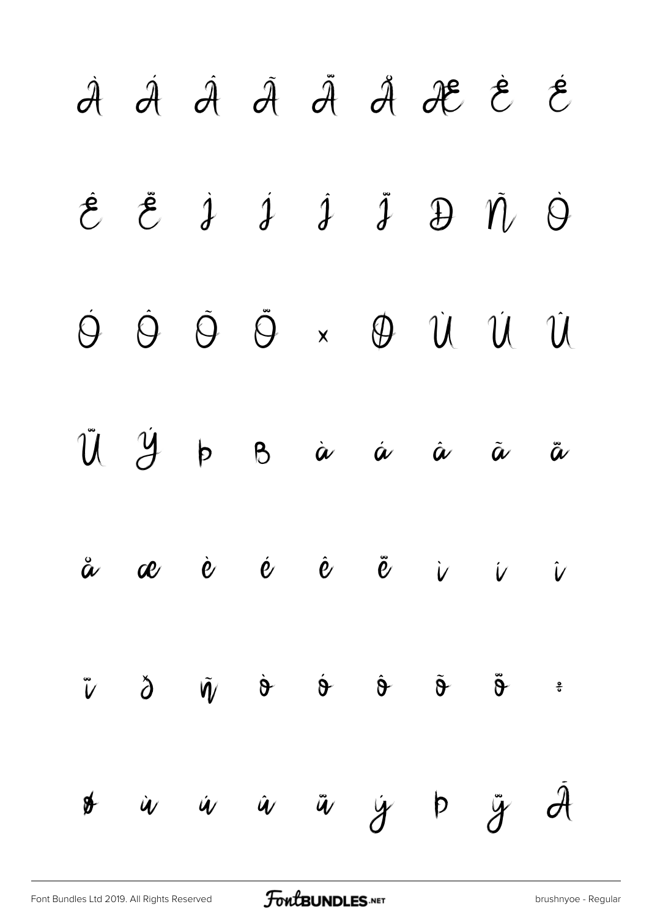À Á Â Ã Ä Å Æ È É

Ê Ë Ì Í Î Ï Ð Ñ Ò

Ó Ô Õ Ö × Ø Ù Ú Û

Ü Ý Þ ß à á â ã ä

å æ è é ê ë ì í î

ï ð ñ ò ó ô õ ö ÷

ø ù ú û ü ý þ ÿ Ā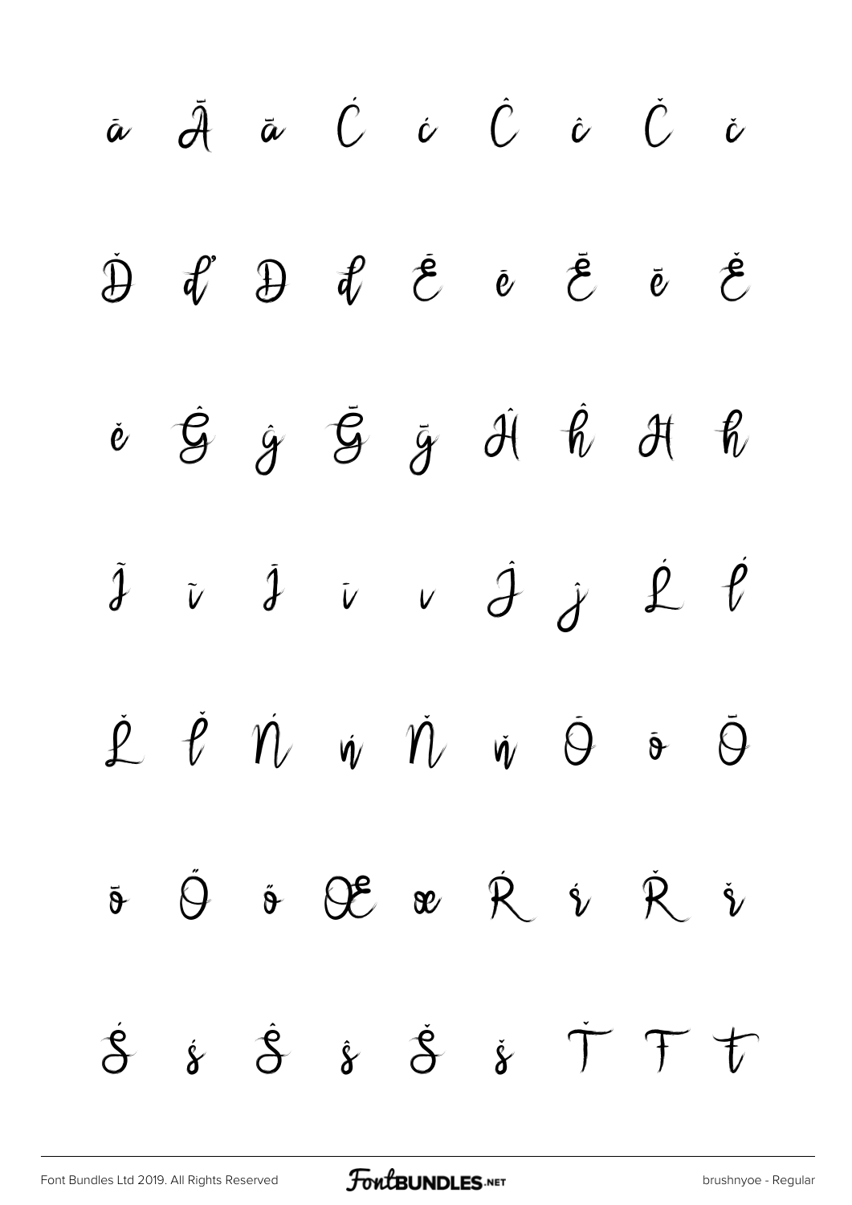ā Ă ă Ć ć Ĉ ĉ Č č

Ď ď Đ đ Ē ē Ĕ ĕ Ě

ě Ĝ ĝ Ğ ğ Ĥ ĥ Ħ ħ

Ĩ ĩ Ī ī ı Ĵ ĵ Ĺ ĺ

Ľ ľ Ń ń Ň ň Ō ō Ŏ

ŏ Ő ő Œ œ Ŕ ŕ Ř ř

Ś ś Ŝ ŝ Š š Ť Ŧ ŧ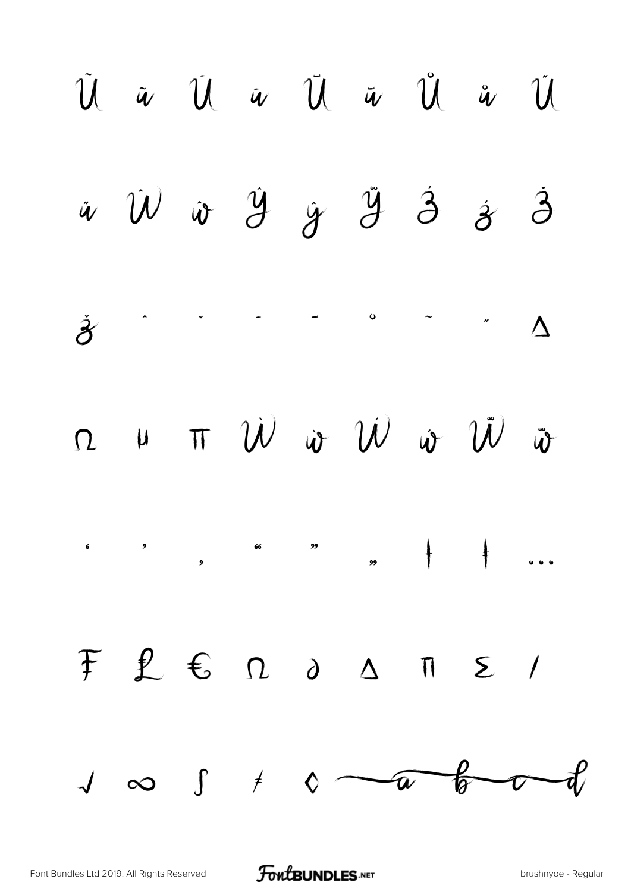Ũ ũ Ū ū Ŭ ŭ Ů ů Ű

ű Ŵ ŵ Ŷ ŷ Ÿ Ź ź Ž

ž ˆ ˇ ¯ ˘ ˚ ˜ ˝ Δ

Ω μ π Ẁ ẁ Ẃ ẃ Ẅ ẅ

‘ ’ ‚ “ ” „ † ‡ …

₣ ₤ € Ω ∂ ∆ ∏ ∑ ∕

√ ∞ ∫ ≠ ◊ a b c d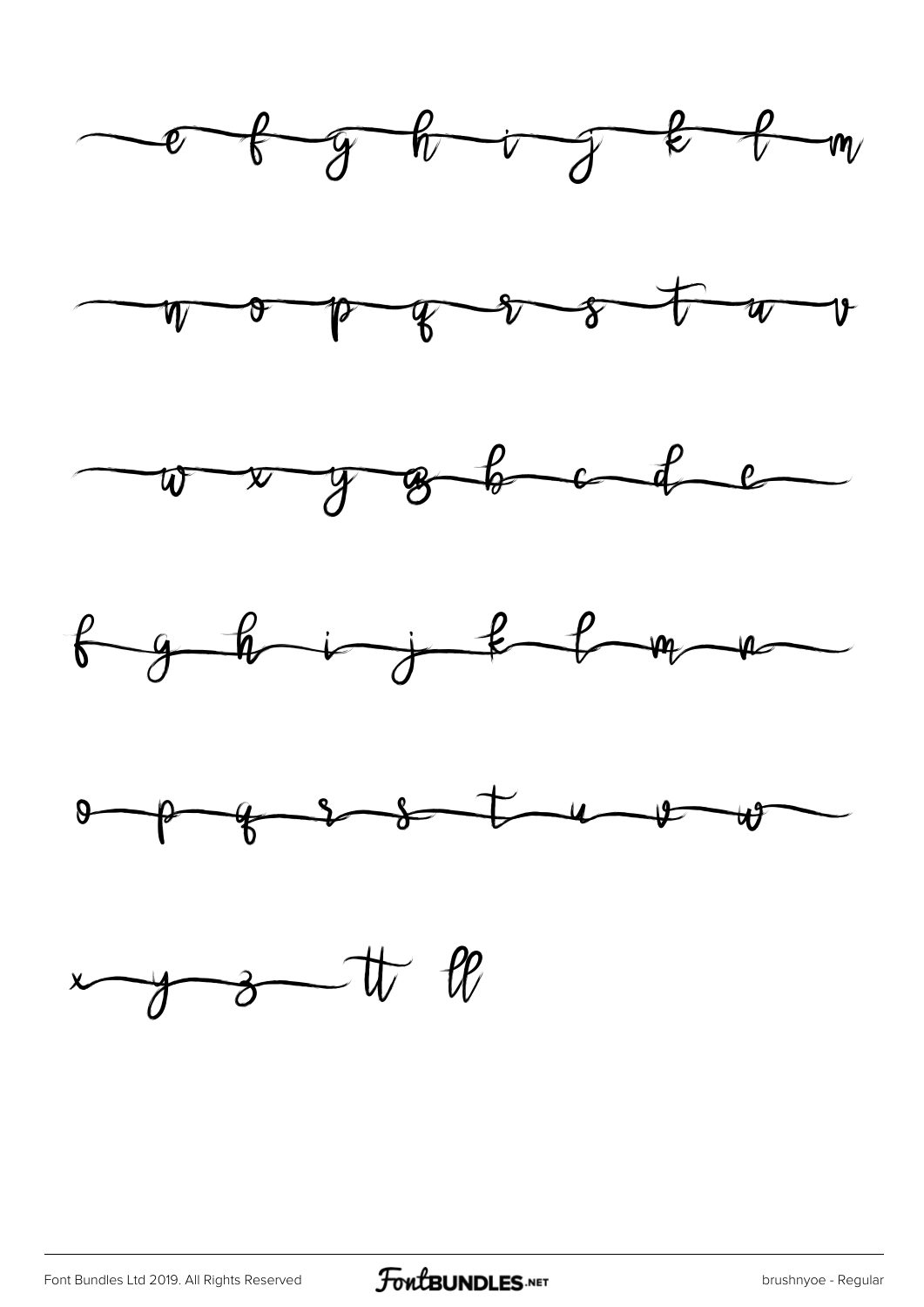e f g h i j k l m

n o p q r s t u v

w x y z b c d e

f g h i j k l m n

o p q r s t u v w

x y z tt ll